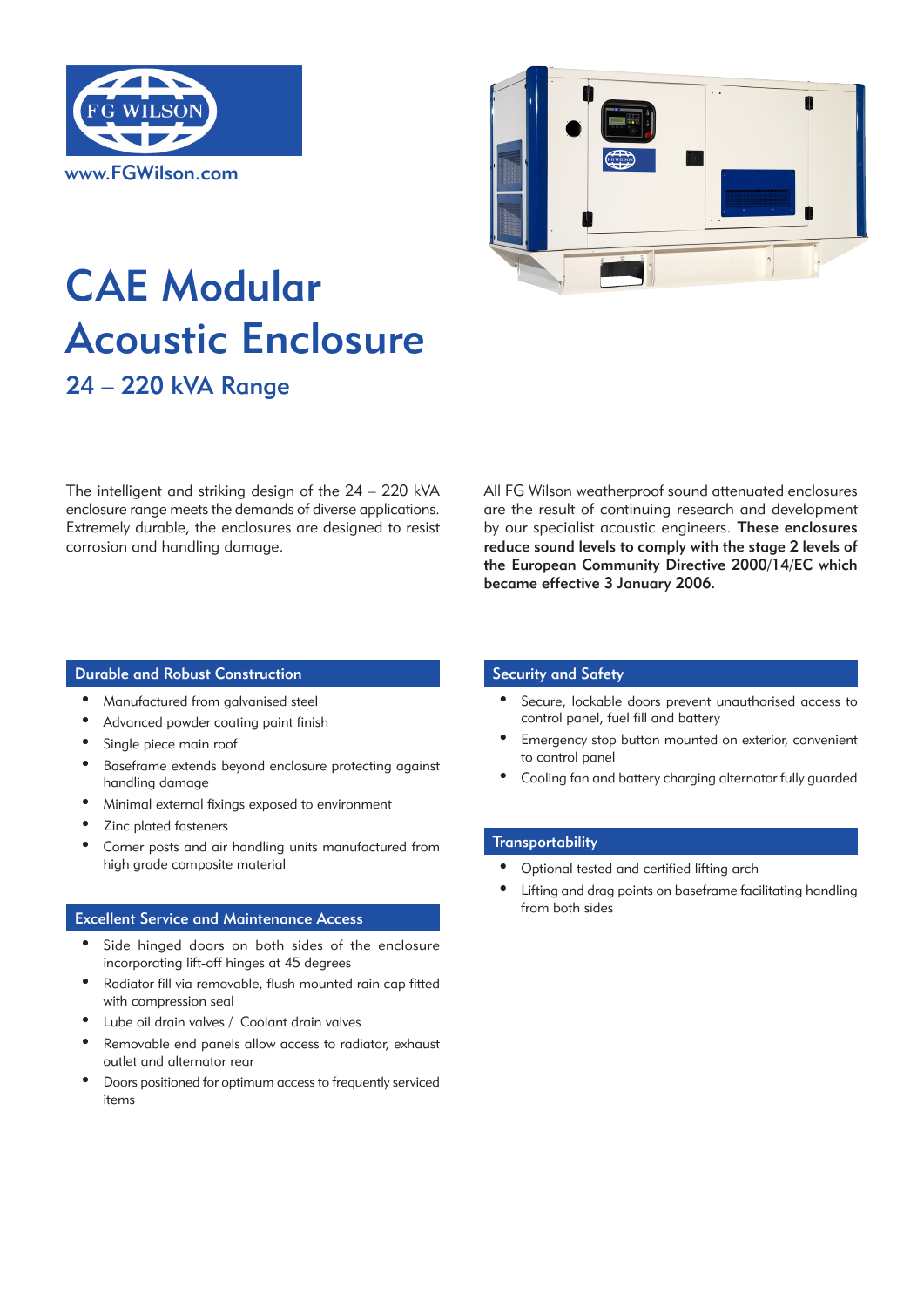FG WILSON

www.FGWilson.com

# CAE Modular Acoustic Enclosure

## 24 – 220 kVA Range

The intelligent and striking design of the 24 – 220 kVA enclosure range meets the demands of diverse applications. Extremely durable, the enclosures are designed to resist corrosion and handling damage.

All FG Wilson weatherproof sound attenuated enclosures are the result of continuing research and development by our specialist acoustic engineers. **These enclosures reduce sound levels to comply with the stage 2 levels of the European Community Directive 2000/14/EC which became effective 3 January 2006.**

### Durable and Robust Construction

- Manufactured from galvanised steel
- Advanced powder coating paint finish
- Single piece main roof
- Baseframe extends beyond enclosure protecting against handling damage
- Minimal external fixings exposed to environment
- Zinc plated fasteners
- Corner posts and air handling units manufactured from high grade composite material

### Excellent Service and Maintenance Access

- Side hinged doors on both sides of the enclosure incorporating lift-off hinges at 45 degrees
- Radiator fill via removable, flush mounted rain cap fitted with compression seal
- Lube oil drain valves / Coolant drain valves
- Removable end panels allow access to radiator, exhaust outlet and alternator rear
- Doors positioned for optimum access to frequently serviced items

### Security and Safety

- Secure, lockable doors prevent unauthorised access to control panel, fuel fill and battery
- Emergency stop button mounted on exterior, convenient to control panel
- Cooling fan and battery charging alternator fully guarded

### Transportability

- Optional tested and certified lifting arch
- Lifting and drag points on baseframe facilitating handling from both sides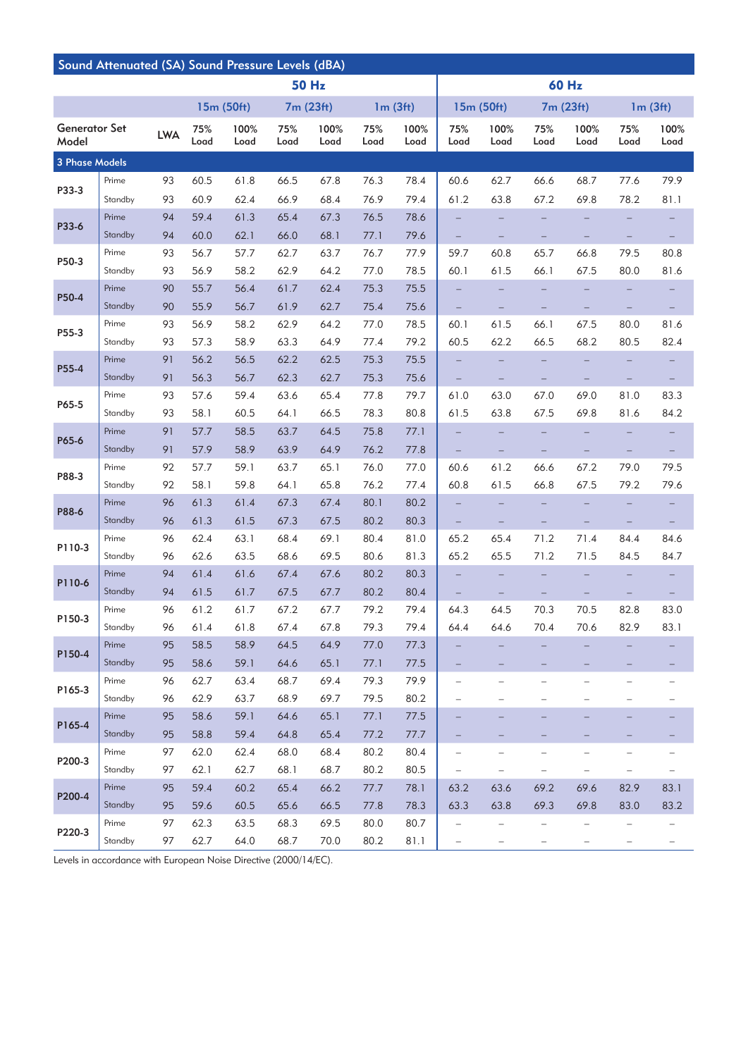## Sound Attenuated (SA) Sound Pressure Levels (dBA)

| Generator Set Model | | LWA | 50 Hz 15m (50ft) 75% Load | 50 Hz 15m (50ft) 100% Load | 50 Hz 7m (23ft) 75% Load | 50 Hz 7m (23ft) 100% Load | 50 Hz 1m (3ft) 75% Load | 50 Hz 1m (3ft) 100% Load | 60 Hz 15m (50ft) 75% Load | 60 Hz 15m (50ft) 100% Load | 60 Hz 7m (23ft) 75% Load | 60 Hz 7m (23ft) 100% Load | 60 Hz 1m (3ft) 75% Load | 60 Hz 1m (3ft) 100% Load |
|---|---|---|---|---|---|---|---|---|---|---|---|---|---|---|
| **3 Phase Models** | | | | | | | | | | | | | | |
| P33-3 | Prime | 93 | 60.5 | 61.8 | 66.5 | 67.8 | 76.3 | 78.4 | 60.6 | 62.7 | 66.6 | 68.7 | 77.6 | 79.9 |
| | Standby | 93 | 60.9 | 62.4 | 66.9 | 68.4 | 76.9 | 79.4 | 61.2 | 63.8 | 67.2 | 69.8 | 78.2 | 81.1 |
| P33-6 | Prime | 94 | 59.4 | 61.3 | 65.4 | 67.3 | 76.5 | 78.6 | – | – | – | – | – | – |
| | Standby | 94 | 60.0 | 62.1 | 66.0 | 68.1 | 77.1 | 79.6 | – | – | – | – | – | – |
| P50-3 | Prime | 93 | 56.7 | 57.7 | 62.7 | 63.7 | 76.7 | 77.9 | 59.7 | 60.8 | 65.7 | 66.8 | 79.5 | 80.8 |
| | Standby | 93 | 56.9 | 58.2 | 62.9 | 64.2 | 77.0 | 78.5 | 60.1 | 61.5 | 66.1 | 67.5 | 80.0 | 81.6 |
| P50-4 | Prime | 90 | 55.7 | 56.4 | 61.7 | 62.4 | 75.3 | 75.5 | – | – | – | – | – | – |
| | Standby | 90 | 55.9 | 56.7 | 61.9 | 62.7 | 75.4 | 75.6 | – | – | – | – | – | – |
| P55-3 | Prime | 93 | 56.9 | 58.2 | 62.9 | 64.2 | 77.0 | 78.5 | 60.1 | 61.5 | 66.1 | 67.5 | 80.0 | 81.6 |
| | Standby | 93 | 57.3 | 58.9 | 63.3 | 64.9 | 77.4 | 79.2 | 60.5 | 62.2 | 66.5 | 68.2 | 80.5 | 82.4 |
| P55-4 | Prime | 91 | 56.2 | 56.5 | 62.2 | 62.5 | 75.3 | 75.5 | – | – | – | – | – | – |
| | Standby | 91 | 56.3 | 56.7 | 62.3 | 62.7 | 75.3 | 75.6 | – | – | – | – | – | – |
| P65-5 | Prime | 93 | 57.6 | 59.4 | 63.6 | 65.4 | 77.8 | 79.7 | 61.0 | 63.0 | 67.0 | 69.0 | 81.0 | 83.3 |
| | Standby | 93 | 58.1 | 60.5 | 64.1 | 66.5 | 78.3 | 80.8 | 61.5 | 63.8 | 67.5 | 69.8 | 81.6 | 84.2 |
| P65-6 | Prime | 91 | 57.7 | 58.5 | 63.7 | 64.5 | 75.8 | 77.1 | – | – | – | – | – | – |
| | Standby | 91 | 57.9 | 58.9 | 63.9 | 64.9 | 76.2 | 77.8 | – | – | – | – | – | – |
| P88-3 | Prime | 92 | 57.7 | 59.1 | 63.7 | 65.1 | 76.0 | 77.0 | 60.6 | 61.2 | 66.6 | 67.2 | 79.0 | 79.5 |
| | Standby | 92 | 58.1 | 59.8 | 64.1 | 65.8 | 76.2 | 77.4 | 60.8 | 61.5 | 66.8 | 67.5 | 79.2 | 79.6 |
| P88-6 | Prime | 96 | 61.3 | 61.4 | 67.3 | 67.4 | 80.1 | 80.2 | – | – | – | – | – | – |
| | Standby | 96 | 61.3 | 61.5 | 67.3 | 67.5 | 80.2 | 80.3 | – | – | – | – | – | – |
| P110-3 | Prime | 96 | 62.4 | 63.1 | 68.4 | 69.1 | 80.4 | 81.0 | 65.2 | 65.4 | 71.2 | 71.4 | 84.4 | 84.6 |
| | Standby | 96 | 62.6 | 63.5 | 68.6 | 69.5 | 80.6 | 81.3 | 65.2 | 65.5 | 71.2 | 71.5 | 84.5 | 84.7 |
| P110-6 | Prime | 94 | 61.4 | 61.6 | 67.4 | 67.6 | 80.2 | 80.3 | – | – | – | – | – | – |
| | Standby | 94 | 61.5 | 61.7 | 67.5 | 67.7 | 80.2 | 80.4 | – | – | – | – | – | – |
| P150-3 | Prime | 96 | 61.2 | 61.7 | 67.2 | 67.7 | 79.2 | 79.4 | 64.3 | 64.5 | 70.3 | 70.5 | 82.8 | 83.0 |
| | Standby | 96 | 61.4 | 61.8 | 67.4 | 67.8 | 79.3 | 79.4 | 64.4 | 64.6 | 70.4 | 70.6 | 82.9 | 83.1 |
| P150-4 | Prime | 95 | 58.5 | 58.9 | 64.5 | 64.9 | 77.0 | 77.3 | – | – | – | – | – | – |
| | Standby | 95 | 58.6 | 59.1 | 64.6 | 65.1 | 77.1 | 77.5 | – | – | – | – | – | – |
| P165-3 | Prime | 96 | 62.7 | 63.4 | 68.7 | 69.4 | 79.3 | 79.9 | – | – | – | – | – | – |
| | Standby | 96 | 62.9 | 63.7 | 68.9 | 69.7 | 79.5 | 80.2 | – | – | – | – | – | – |
| P165-4 | Prime | 95 | 58.6 | 59.1 | 64.6 | 65.1 | 77.1 | 77.5 | – | – | – | – | – | – |
| | Standby | 95 | 58.8 | 59.4 | 64.8 | 65.4 | 77.2 | 77.7 | – | – | – | – | – | – |
| P200-3 | Prime | 97 | 62.0 | 62.4 | 68.0 | 68.4 | 80.2 | 80.4 | – | – | – | – | – | – |
| | Standby | 97 | 62.1 | 62.7 | 68.1 | 68.7 | 80.2 | 80.5 | – | – | – | – | – | – |
| P200-4 | Prime | 95 | 59.4 | 60.2 | 65.4 | 66.2 | 77.7 | 78.1 | 63.2 | 63.6 | 69.2 | 69.6 | 82.9 | 83.1 |
| | Standby | 95 | 59.6 | 60.5 | 65.6 | 66.5 | 77.8 | 78.3 | 63.3 | 63.8 | 69.3 | 69.8 | 83.0 | 83.2 |
| P220-3 | Prime | 97 | 62.3 | 63.5 | 68.3 | 69.5 | 80.0 | 80.7 | – | – | – | – | – | – |
| | Standby | 97 | 62.7 | 64.0 | 68.7 | 70.0 | 80.2 | 81.1 | – | – | – | – | – | – |

Levels in accordance with European Noise Directive (2000/14/EC).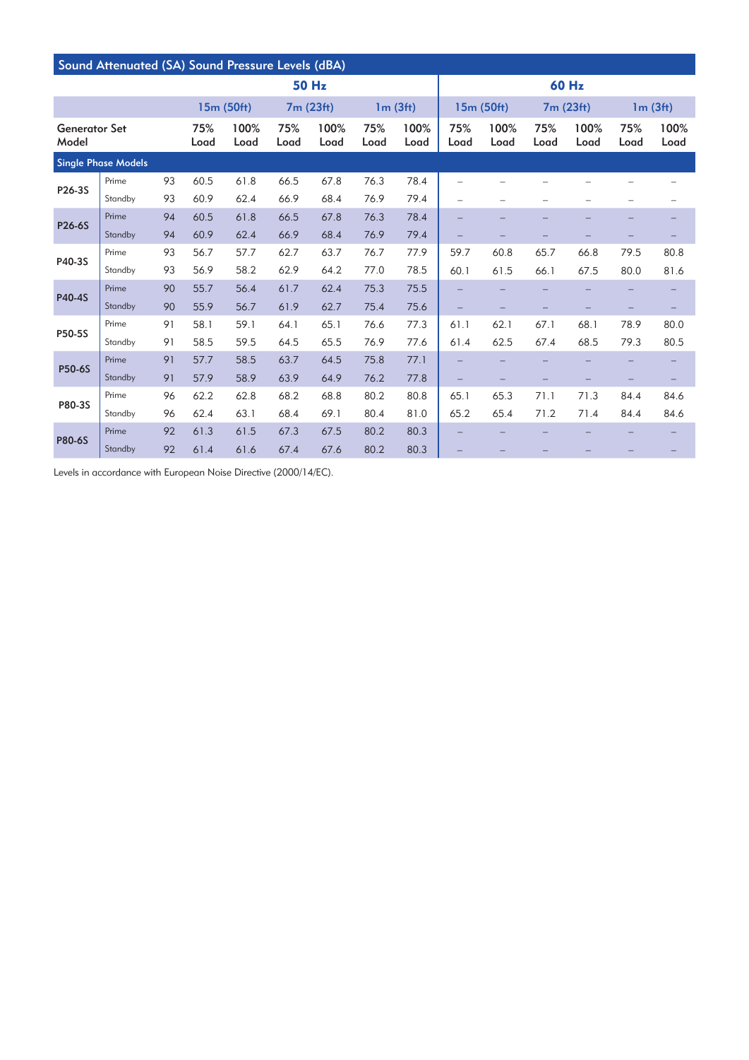## Sound Attenuated (SA) Sound Pressure Levels (dBA)

| Generator Set Model | | | 50 Hz | | | | | | 60 Hz | | | | | |
|---|---|---|---|---|---|---|---|---|---|---|---|---|---|---|
| | | | 15m (50ft) | | 7m (23ft) | | 1m (3ft) | | 15m (50ft) | | 7m (23ft) | | 1m (3ft) | |
| | | | 75% Load | 100% Load | 75% Load | 100% Load | 75% Load | 100% Load | 75% Load | 100% Load | 75% Load | 100% Load | 75% Load | 100% Load |
| **Single Phase Models** | | | | | | | | | | | | | | |
| P26-3S | Prime | 93 | 60.5 | 61.8 | 66.5 | 67.8 | 76.3 | 78.4 | – | – | – | – | – | – |
| | Standby | 93 | 60.9 | 62.4 | 66.9 | 68.4 | 76.9 | 79.4 | – | – | – | – | – | – |
| P26-6S | Prime | 94 | 60.5 | 61.8 | 66.5 | 67.8 | 76.3 | 78.4 | – | – | – | – | – | – |
| | Standby | 94 | 60.9 | 62.4 | 66.9 | 68.4 | 76.9 | 79.4 | – | – | – | – | – | – |
| P40-3S | Prime | 93 | 56.7 | 57.7 | 62.7 | 63.7 | 76.7 | 77.9 | 59.7 | 60.8 | 65.7 | 66.8 | 79.5 | 80.8 |
| | Standby | 93 | 56.9 | 58.2 | 62.9 | 64.2 | 77.0 | 78.5 | 60.1 | 61.5 | 66.1 | 67.5 | 80.0 | 81.6 |
| P40-4S | Prime | 90 | 55.7 | 56.4 | 61.7 | 62.4 | 75.3 | 75.5 | – | – | – | – | – | – |
| | Standby | 90 | 55.9 | 56.7 | 61.9 | 62.7 | 75.4 | 75.6 | – | – | – | – | – | – |
| P50-5S | Prime | 91 | 58.1 | 59.1 | 64.1 | 65.1 | 76.6 | 77.3 | 61.1 | 62.1 | 67.1 | 68.1 | 78.9 | 80.0 |
| | Standby | 91 | 58.5 | 59.5 | 64.5 | 65.5 | 76.9 | 77.6 | 61.4 | 62.5 | 67.4 | 68.5 | 79.3 | 80.5 |
| P50-6S | Prime | 91 | 57.7 | 58.5 | 63.7 | 64.5 | 75.8 | 77.1 | – | – | – | – | – | – |
| | Standby | 91 | 57.9 | 58.9 | 63.9 | 64.9 | 76.2 | 77.8 | – | – | – | – | – | – |
| P80-3S | Prime | 96 | 62.2 | 62.8 | 68.2 | 68.8 | 80.2 | 80.8 | 65.1 | 65.3 | 71.1 | 71.3 | 84.4 | 84.6 |
| | Standby | 96 | 62.4 | 63.1 | 68.4 | 69.1 | 80.4 | 81.0 | 65.2 | 65.4 | 71.2 | 71.4 | 84.4 | 84.6 |
| P80-6S | Prime | 92 | 61.3 | 61.5 | 67.3 | 67.5 | 80.2 | 80.3 | – | – | – | – | – | – |
| | Standby | 92 | 61.4 | 61.6 | 67.4 | 67.6 | 80.2 | 80.3 | – | – | – | – | – | – |

Levels in accordance with European Noise Directive (2000/14/EC).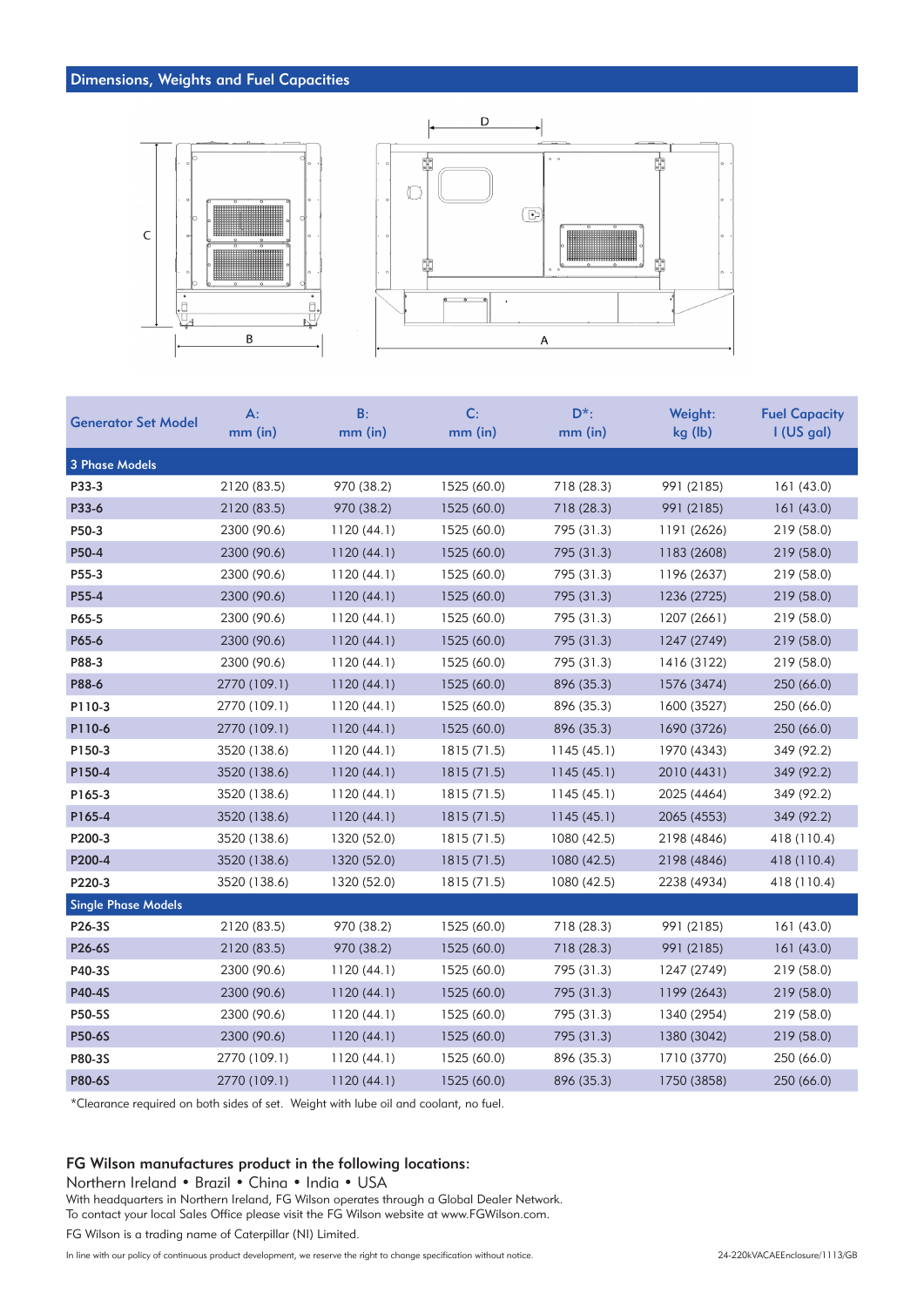## Dimensions, Weights and Fuel Capacities

D

C

B

A

| Generator Set Model | A: mm (in) | B: mm (in) | C: mm (in) | D*: mm (in) | Weight: kg (lb) | Fuel Capacity l (US gal) |
|---|---|---|---|---|---|---|
| **3 Phase Models** | | | | | | |
| P33-3 | 2120 (83.5) | 970 (38.2) | 1525 (60.0) | 718 (28.3) | 991 (2185) | 161 (43.0) |
| P33-6 | 2120 (83.5) | 970 (38.2) | 1525 (60.0) | 718 (28.3) | 991 (2185) | 161 (43.0) |
| P50-3 | 2300 (90.6) | 1120 (44.1) | 1525 (60.0) | 795 (31.3) | 1191 (2626) | 219 (58.0) |
| P50-4 | 2300 (90.6) | 1120 (44.1) | 1525 (60.0) | 795 (31.3) | 1183 (2608) | 219 (58.0) |
| P55-3 | 2300 (90.6) | 1120 (44.1) | 1525 (60.0) | 795 (31.3) | 1196 (2637) | 219 (58.0) |
| P55-4 | 2300 (90.6) | 1120 (44.1) | 1525 (60.0) | 795 (31.3) | 1236 (2725) | 219 (58.0) |
| P65-5 | 2300 (90.6) | 1120 (44.1) | 1525 (60.0) | 795 (31.3) | 1207 (2661) | 219 (58.0) |
| P65-6 | 2300 (90.6) | 1120 (44.1) | 1525 (60.0) | 795 (31.3) | 1247 (2749) | 219 (58.0) |
| P88-3 | 2300 (90.6) | 1120 (44.1) | 1525 (60.0) | 795 (31.3) | 1416 (3122) | 219 (58.0) |
| P88-6 | 2770 (109.1) | 1120 (44.1) | 1525 (60.0) | 896 (35.3) | 1576 (3474) | 250 (66.0) |
| P110-3 | 2770 (109.1) | 1120 (44.1) | 1525 (60.0) | 896 (35.3) | 1600 (3527) | 250 (66.0) |
| P110-6 | 2770 (109.1) | 1120 (44.1) | 1525 (60.0) | 896 (35.3) | 1690 (3726) | 250 (66.0) |
| P150-3 | 3520 (138.6) | 1120 (44.1) | 1815 (71.5) | 1145 (45.1) | 1970 (4343) | 349 (92.2) |
| P150-4 | 3520 (138.6) | 1120 (44.1) | 1815 (71.5) | 1145 (45.1) | 2010 (4431) | 349 (92.2) |
| P165-3 | 3520 (138.6) | 1120 (44.1) | 1815 (71.5) | 1145 (45.1) | 2025 (4464) | 349 (92.2) |
| P165-4 | 3520 (138.6) | 1120 (44.1) | 1815 (71.5) | 1145 (45.1) | 2065 (4553) | 349 (92.2) |
| P200-3 | 3520 (138.6) | 1320 (52.0) | 1815 (71.5) | 1080 (42.5) | 2198 (4846) | 418 (110.4) |
| P200-4 | 3520 (138.6) | 1320 (52.0) | 1815 (71.5) | 1080 (42.5) | 2198 (4846) | 418 (110.4) |
| P220-3 | 3520 (138.6) | 1320 (52.0) | 1815 (71.5) | 1080 (42.5) | 2238 (4934) | 418 (110.4) |
| **Single Phase Models** | | | | | | |
| P26-3S | 2120 (83.5) | 970 (38.2) | 1525 (60.0) | 718 (28.3) | 991 (2185) | 161 (43.0) |
| P26-6S | 2120 (83.5) | 970 (38.2) | 1525 (60.0) | 718 (28.3) | 991 (2185) | 161 (43.0) |
| P40-3S | 2300 (90.6) | 1120 (44.1) | 1525 (60.0) | 795 (31.3) | 1247 (2749) | 219 (58.0) |
| P40-4S | 2300 (90.6) | 1120 (44.1) | 1525 (60.0) | 795 (31.3) | 1199 (2643) | 219 (58.0) |
| P50-5S | 2300 (90.6) | 1120 (44.1) | 1525 (60.0) | 795 (31.3) | 1340 (2954) | 219 (58.0) |
| P50-6S | 2300 (90.6) | 1120 (44.1) | 1525 (60.0) | 795 (31.3) | 1380 (3042) | 219 (58.0) |
| P80-3S | 2770 (109.1) | 1120 (44.1) | 1525 (60.0) | 896 (35.3) | 1710 (3770) | 250 (66.0) |
| P80-6S | 2770 (109.1) | 1120 (44.1) | 1525 (60.0) | 896 (35.3) | 1750 (3858) | 250 (66.0) |

*Clearance required on both sides of set. Weight with lube oil and coolant, no fuel.

### FG Wilson manufactures product in the following locations:

Northern Ireland • Brazil • China • India • USA

With headquarters in Northern Ireland, FG Wilson operates through a Global Dealer Network.
To contact your local Sales Office please visit the FG Wilson website at www.FGWilson.com.

FG Wilson is a trading name of Caterpillar (NI) Limited.

In line with our policy of continuous product development, we reserve the right to change specification without notice.

24-220kVACAEEnclosure/1113/GB